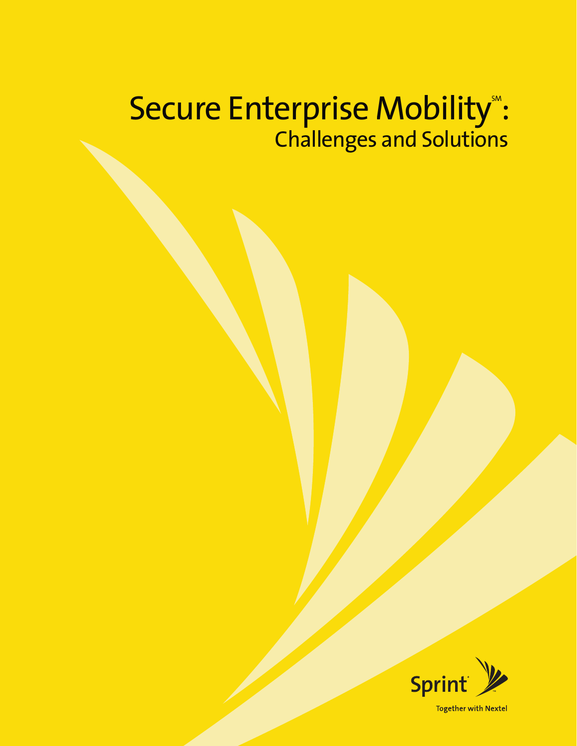# Secure Enterprise Mobility[SM]:
## Challenges and Solutions

Sprint

Together with Nextel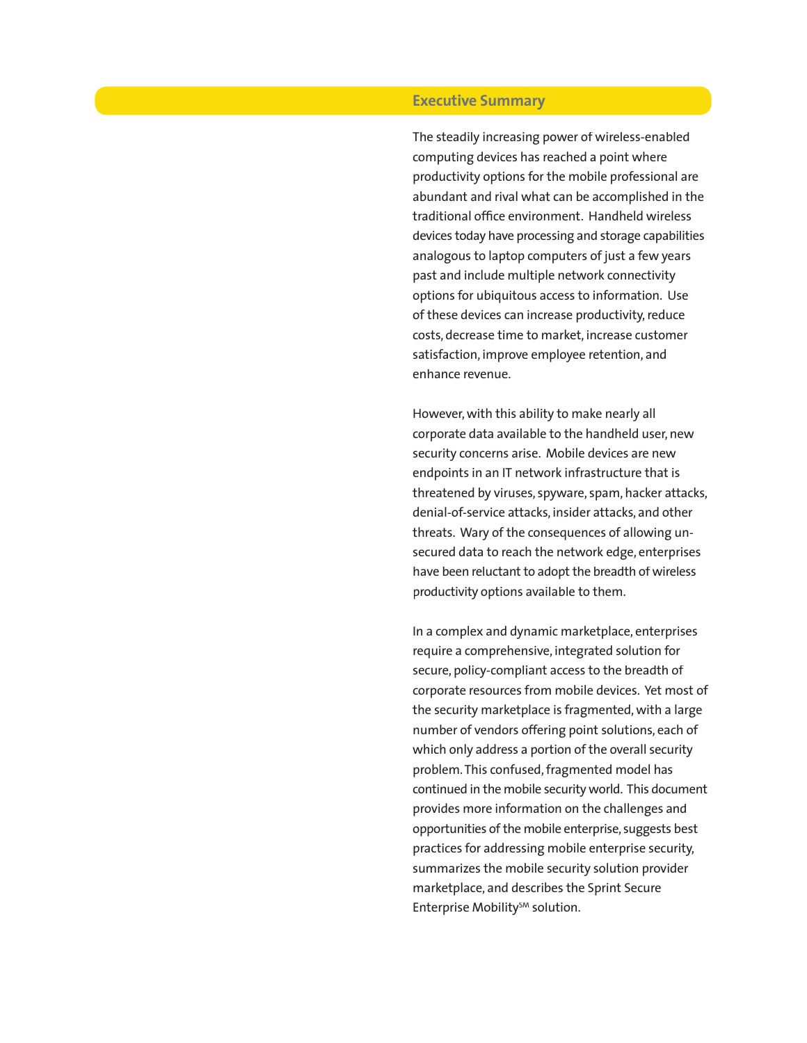## Executive Summary

The steadily increasing power of wireless-enabled computing devices has reached a point where productivity options for the mobile professional are abundant and rival what can be accomplished in the traditional office environment. Handheld wireless devices today have processing and storage capabilities analogous to laptop computers of just a few years past and include multiple network connectivity options for ubiquitous access to information. Use of these devices can increase productivity, reduce costs, decrease time to market, increase customer satisfaction, improve employee retention, and enhance revenue.

However, with this ability to make nearly all corporate data available to the handheld user, new security concerns arise. Mobile devices are new endpoints in an IT network infrastructure that is threatened by viruses, spyware, spam, hacker attacks, denial-of-service attacks, insider attacks, and other threats. Wary of the consequences of allowing unsecured data to reach the network edge, enterprises have been reluctant to adopt the breadth of wireless productivity options available to them.

In a complex and dynamic marketplace, enterprises require a comprehensive, integrated solution for secure, policy-compliant access to the breadth of corporate resources from mobile devices. Yet most of the security marketplace is fragmented, with a large number of vendors offering point solutions, each of which only address a portion of the overall security problem. This confused, fragmented model has continued in the mobile security world. This document provides more information on the challenges and opportunities of the mobile enterprise, suggests best practices for addressing mobile enterprise security, summarizes the mobile security solution provider marketplace, and describes the Sprint Secure Enterprise Mobility℠ solution.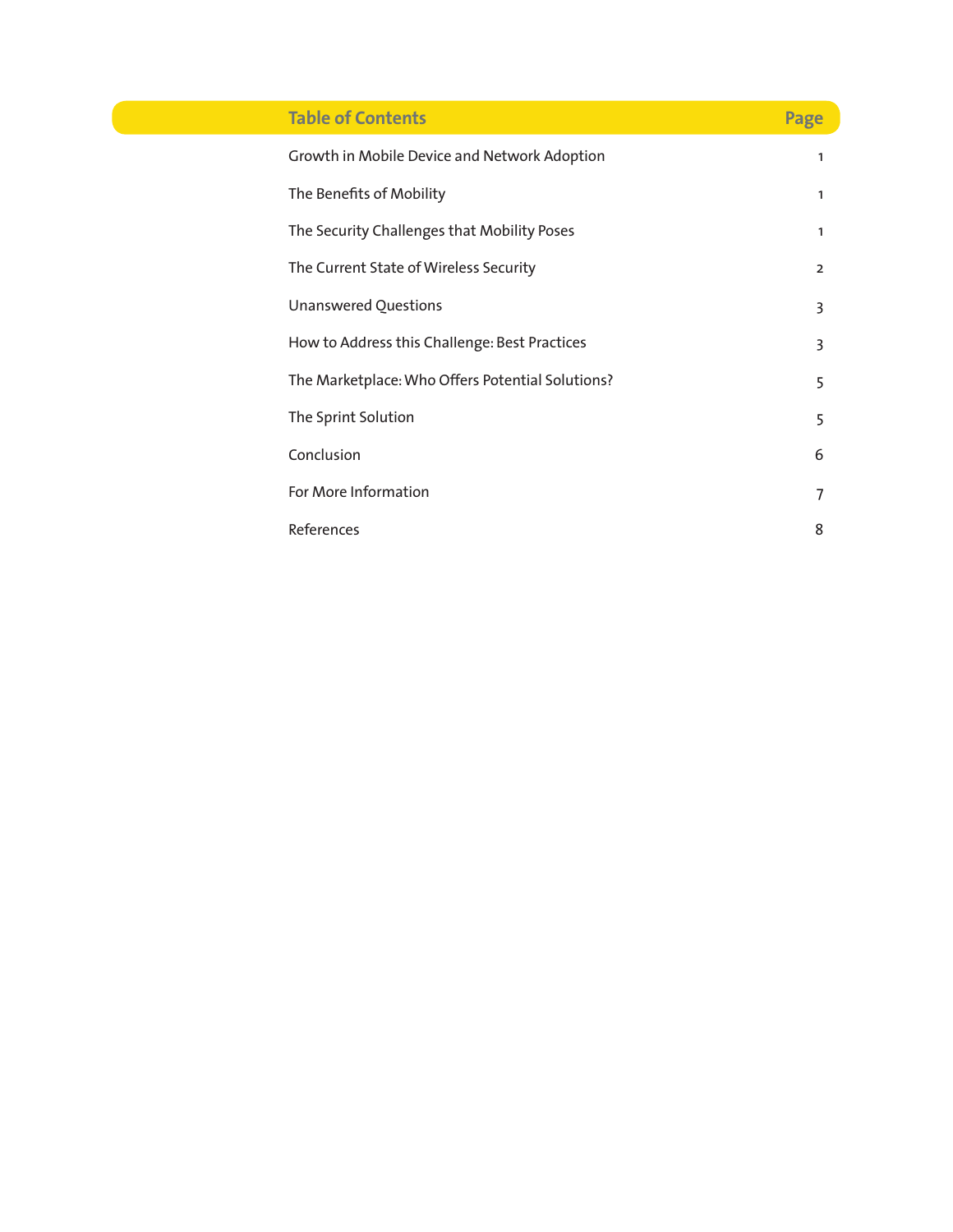| Table of Contents | Page |
|---|---|
| Growth in Mobile Device and Network Adoption | 1 |
| The Benefits of Mobility | 1 |
| The Security Challenges that Mobility Poses | 1 |
| The Current State of Wireless Security | 2 |
| Unanswered Questions | 3 |
| How to Address this Challenge: Best Practices | 3 |
| The Marketplace: Who Offers Potential Solutions? | 5 |
| The Sprint Solution | 5 |
| Conclusion | 6 |
| For More Information | 7 |
| References | 8 |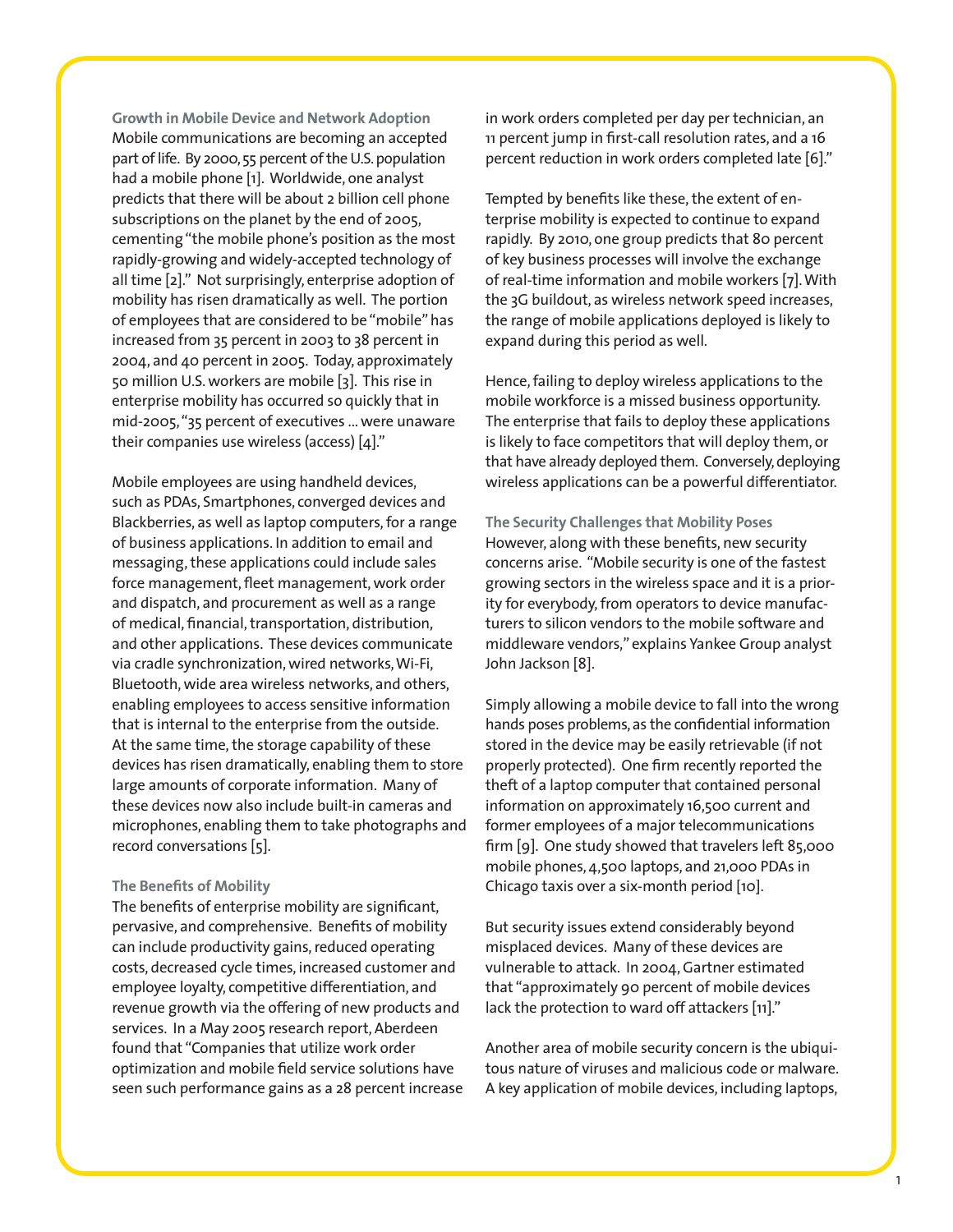### Growth in Mobile Device and Network Adoption

Mobile communications are becoming an accepted part of life. By 2000, 55 percent of the U.S. population had a mobile phone [1]. Worldwide, one analyst predicts that there will be about 2 billion cell phone subscriptions on the planet by the end of 2005, cementing "the mobile phone's position as the most rapidly-growing and widely-accepted technology of all time [2]." Not surprisingly, enterprise adoption of mobility has risen dramatically as well. The portion of employees that are considered to be "mobile" has increased from 35 percent in 2003 to 38 percent in 2004, and 40 percent in 2005. Today, approximately 50 million U.S. workers are mobile [3]. This rise in enterprise mobility has occurred so quickly that in mid-2005, "35 percent of executives ... were unaware their companies use wireless (access) [4]."

Mobile employees are using handheld devices, such as PDAs, Smartphones, converged devices and Blackberries, as well as laptop computers, for a range of business applications. In addition to email and messaging, these applications could include sales force management, fleet management, work order and dispatch, and procurement as well as a range of medical, financial, transportation, distribution, and other applications. These devices communicate via cradle synchronization, wired networks, Wi-Fi, Bluetooth, wide area wireless networks, and others, enabling employees to access sensitive information that is internal to the enterprise from the outside. At the same time, the storage capability of these devices has risen dramatically, enabling them to store large amounts of corporate information. Many of these devices now also include built-in cameras and microphones, enabling them to take photographs and record conversations [5].

### The Benefits of Mobility

The benefits of enterprise mobility are significant, pervasive, and comprehensive. Benefits of mobility can include productivity gains, reduced operating costs, decreased cycle times, increased customer and employee loyalty, competitive differentiation, and revenue growth via the offering of new products and services. In a May 2005 research report, Aberdeen found that "Companies that utilize work order optimization and mobile field service solutions have seen such performance gains as a 28 percent increase in work orders completed per day per technician, an 11 percent jump in first-call resolution rates, and a 16 percent reduction in work orders completed late [6]."

Tempted by benefits like these, the extent of enterprise mobility is expected to continue to expand rapidly. By 2010, one group predicts that 80 percent of key business processes will involve the exchange of real-time information and mobile workers [7]. With the 3G buildout, as wireless network speed increases, the range of mobile applications deployed is likely to expand during this period as well.

Hence, failing to deploy wireless applications to the mobile workforce is a missed business opportunity. The enterprise that fails to deploy these applications is likely to face competitors that will deploy them, or that have already deployed them. Conversely, deploying wireless applications can be a powerful differentiator.

### The Security Challenges that Mobility Poses

However, along with these benefits, new security concerns arise. "Mobile security is one of the fastest growing sectors in the wireless space and it is a priority for everybody, from operators to device manufacturers to silicon vendors to the mobile software and middleware vendors," explains Yankee Group analyst John Jackson [8].

Simply allowing a mobile device to fall into the wrong hands poses problems, as the confidential information stored in the device may be easily retrievable (if not properly protected). One firm recently reported the theft of a laptop computer that contained personal information on approximately 16,500 current and former employees of a major telecommunications firm [9]. One study showed that travelers left 85,000 mobile phones, 4,500 laptops, and 21,000 PDAs in Chicago taxis over a six-month period [10].

But security issues extend considerably beyond misplaced devices. Many of these devices are vulnerable to attack. In 2004, Gartner estimated that "approximately 90 percent of mobile devices lack the protection to ward off attackers [11]."

Another area of mobile security concern is the ubiquitous nature of viruses and malicious code or malware. A key application of mobile devices, including laptops,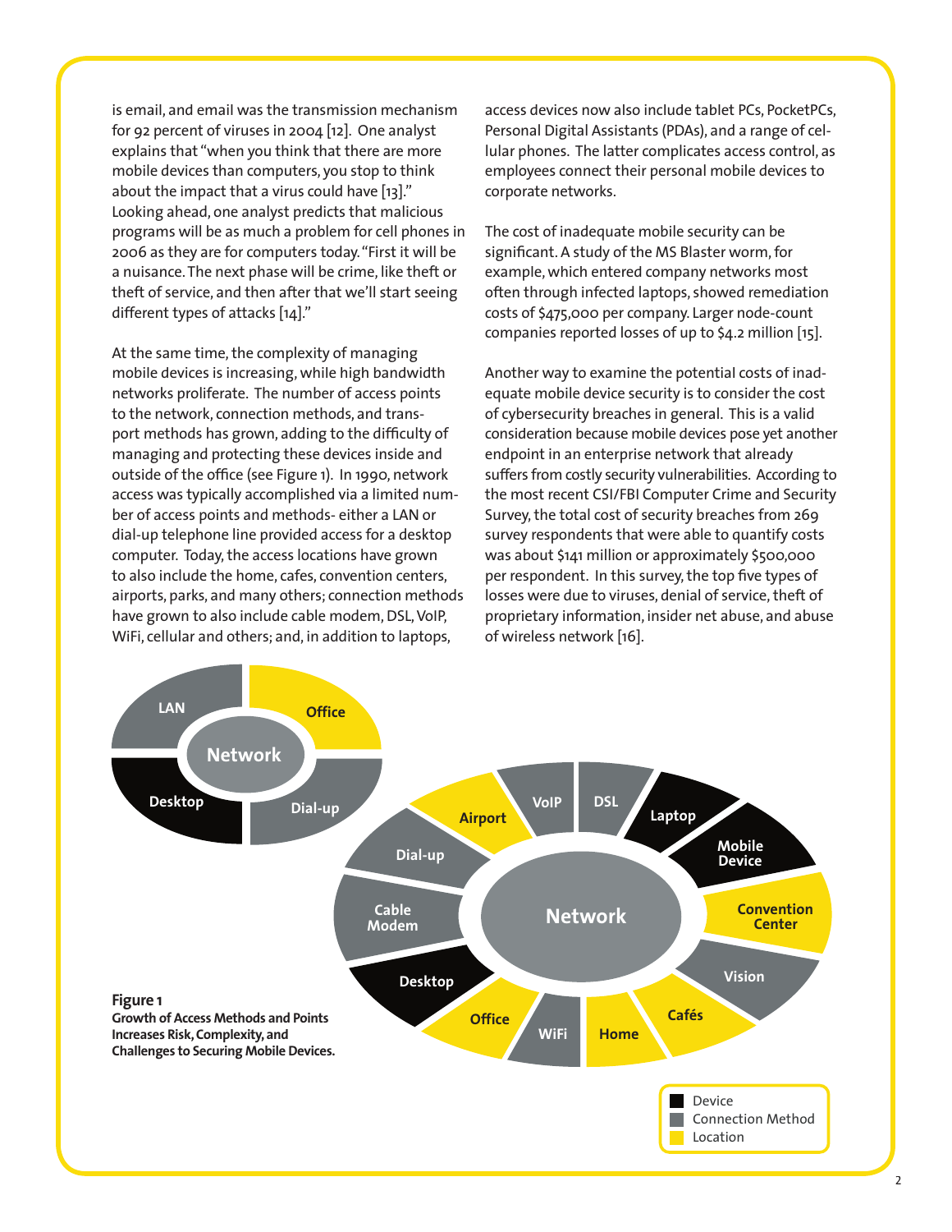is email, and email was the transmission mechanism for 92 percent of viruses in 2004 [12]. One analyst explains that "when you think that there are more mobile devices than computers, you stop to think about the impact that a virus could have [13]." Looking ahead, one analyst predicts that malicious programs will be as much a problem for cell phones in 2006 as they are for computers today. "First it will be a nuisance. The next phase will be crime, like theft or theft of service, and then after that we'll start seeing different types of attacks [14]."

At the same time, the complexity of managing mobile devices is increasing, while high bandwidth networks proliferate. The number of access points to the network, connection methods, and transport methods has grown, adding to the difficulty of managing and protecting these devices inside and outside of the office (see Figure 1). In 1990, network access was typically accomplished via a limited number of access points and methods- either a LAN or dial-up telephone line provided access for a desktop computer. Today, the access locations have grown to also include the home, cafes, convention centers, airports, parks, and many others; connection methods have grown to also include cable modem, DSL, VoIP, WiFi, cellular and others; and, in addition to laptops, access devices now also include tablet PCs, PocketPCs, Personal Digital Assistants (PDAs), and a range of cellular phones. The latter complicates access control, as employees connect their personal mobile devices to corporate networks.

The cost of inadequate mobile security can be significant. A study of the MS Blaster worm, for example, which entered company networks most often through infected laptops, showed remediation costs of $475,000 per company. Larger node-count companies reported losses of up to $4.2 million [15].

Another way to examine the potential costs of inadequate mobile device security is to consider the cost of cybersecurity breaches in general. This is a valid consideration because mobile devices pose yet another endpoint in an enterprise network that already suffers from costly security vulnerabilities. According to the most recent CSI/FBI Computer Crime and Security Survey, the total cost of security breaches from 269 survey respondents that were able to quantify costs was about $141 million or approximately $500,000 per respondent. In this survey, the top five types of losses were due to viruses, denial of service, theft of proprietary information, insider net abuse, and abuse of wireless network [16].

**Figure 1**
**Growth of Access Methods and Points Increases Risk, Complexity, and Challenges to Securing Mobile Devices.**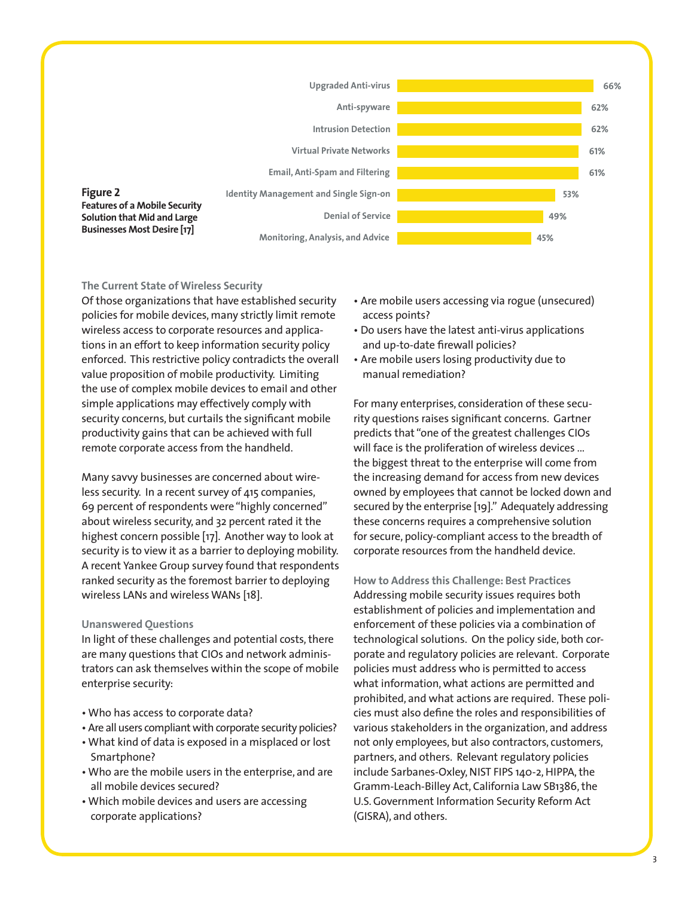**Figure 2**
**Features of a Mobile Security Solution that Mid and Large Businesses Most Desire [17]**

| Feature | Percentage |
| --- | --- |
| Upgraded Anti-virus | 66% |
| Anti-spyware | 62% |
| Intrusion Detection | 62% |
| Virtual Private Networks | 61% |
| Email, Anti-Spam and Filtering | 61% |
| Identity Management and Single Sign-on | 53% |
| Denial of Service | 49% |
| Monitoring, Analysis, and Advice | 45% |

### The Current State of Wireless Security

Of those organizations that have established security policies for mobile devices, many strictly limit remote wireless access to corporate resources and applications in an effort to keep information security policy enforced. This restrictive policy contradicts the overall value proposition of mobile productivity. Limiting the use of complex mobile devices to email and other simple applications may effectively comply with security concerns, but curtails the significant mobile productivity gains that can be achieved with full remote corporate access from the handheld.

Many savvy businesses are concerned about wireless security. In a recent survey of 415 companies, 69 percent of respondents were "highly concerned" about wireless security, and 32 percent rated it the highest concern possible [17]. Another way to look at security is to view it as a barrier to deploying mobility. A recent Yankee Group survey found that respondents ranked security as the foremost barrier to deploying wireless LANs and wireless WANs [18].

### Unanswered Questions

In light of these challenges and potential costs, there are many questions that CIOs and network administrators can ask themselves within the scope of mobile enterprise security:

- Who has access to corporate data?
- Are all users compliant with corporate security policies?
- What kind of data is exposed in a misplaced or lost Smartphone?
- Who are the mobile users in the enterprise, and are all mobile devices secured?
- Which mobile devices and users are accessing corporate applications?
- Are mobile users accessing via rogue (unsecured) access points?
- Do users have the latest anti-virus applications and up-to-date firewall policies?
- Are mobile users losing productivity due to manual remediation?

For many enterprises, consideration of these security questions raises significant concerns. Gartner predicts that "one of the greatest challenges CIOs will face is the proliferation of wireless devices ... the biggest threat to the enterprise will come from the increasing demand for access from new devices owned by employees that cannot be locked down and secured by the enterprise [19]." Adequately addressing these concerns requires a comprehensive solution for secure, policy-compliant access to the breadth of corporate resources from the handheld device.

### How to Address this Challenge: Best Practices

Addressing mobile security issues requires both establishment of policies and implementation and enforcement of these policies via a combination of technological solutions. On the policy side, both corporate and regulatory policies are relevant. Corporate policies must address who is permitted to access what information, what actions are permitted and prohibited, and what actions are required. These policies must also define the roles and responsibilities of various stakeholders in the organization, and address not only employees, but also contractors, customers, partners, and others. Relevant regulatory policies include Sarbanes-Oxley, NIST FIPS 140-2, HIPPA, the Gramm-Leach-Billey Act, California Law SB1386, the U.S. Government Information Security Reform Act (GISRA), and others.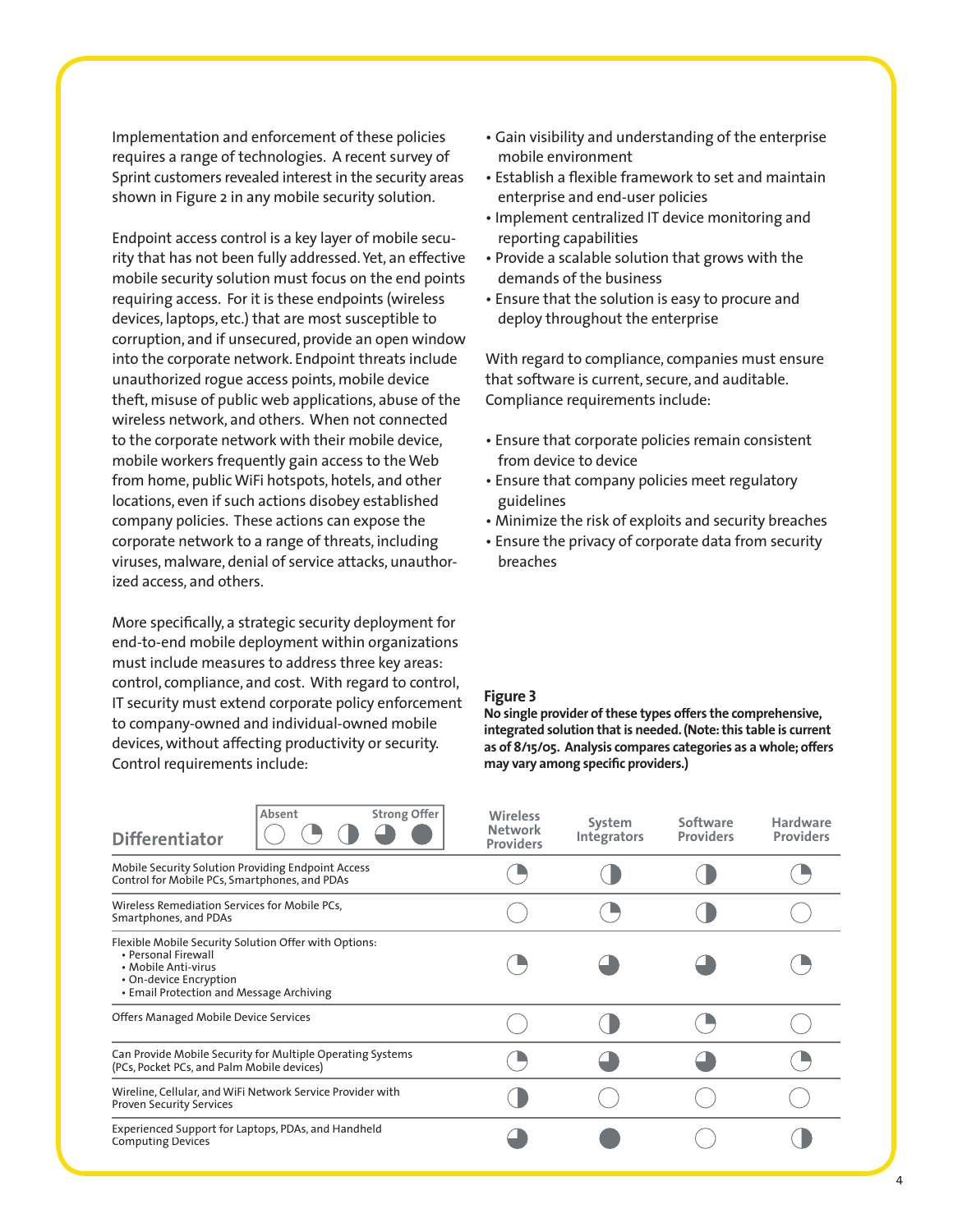Implementation and enforcement of these policies requires a range of technologies. A recent survey of Sprint customers revealed interest in the security areas shown in Figure 2 in any mobile security solution.

Endpoint access control is a key layer of mobile security that has not been fully addressed. Yet, an effective mobile security solution must focus on the end points requiring access. For it is these endpoints (wireless devices, laptops, etc.) that are most susceptible to corruption, and if unsecured, provide an open window into the corporate network. Endpoint threats include unauthorized rogue access points, mobile device theft, misuse of public web applications, abuse of the wireless network, and others. When not connected to the corporate network with their mobile device, mobile workers frequently gain access to the Web from home, public WiFi hotspots, hotels, and other locations, even if such actions disobey established company policies. These actions can expose the corporate network to a range of threats, including viruses, malware, denial of service attacks, unauthorized access, and others.

More specifically, a strategic security deployment for end-to-end mobile deployment within organizations must include measures to address three key areas: control, compliance, and cost. With regard to control, IT security must extend corporate policy enforcement to company-owned and individual-owned mobile devices, without affecting productivity or security. Control requirements include:

- Gain visibility and understanding of the enterprise mobile environment
- Establish a flexible framework to set and maintain enterprise and end-user policies
- Implement centralized IT device monitoring and reporting capabilities
- Provide a scalable solution that grows with the demands of the business
- Ensure that the solution is easy to procure and deploy throughout the enterprise

With regard to compliance, companies must ensure that software is current, secure, and auditable. Compliance requirements include:

- Ensure that corporate policies remain consistent from device to device
- Ensure that company policies meet regulatory guidelines
- Minimize the risk of exploits and security breaches
- Ensure the privacy of corporate data from security breaches

**Figure 3**

**No single provider of these types offers the comprehensive, integrated solution that is needed. (Note: this table is current as of 8/15/05. Analysis compares categories as a whole; offers may vary among specific providers.)**

Legend: Absent ○ ◔ ◑ ◕ ● Strong Offer

| Differentiator | Wireless Network Providers | System Integrators | Software Providers | Hardware Providers |
|---|---|---|---|---|
| Mobile Security Solution Providing Endpoint Access Control for Mobile PCs, Smartphones, and PDAs | ◔ | ◑ | ◑ | ◔ |
| Wireless Remediation Services for Mobile PCs, Smartphones, and PDAs | ○ | ◔ | ◑ | ○ |
| Flexible Mobile Security Solution Offer with Options: • Personal Firewall • Mobile Anti-virus • On-device Encryption • Email Protection and Message Archiving | ◔ | ◕ | ◕ | ◔ |
| Offers Managed Mobile Device Services | ○ | ◑ | ◔ | ○ |
| Can Provide Mobile Security for Multiple Operating Systems (PCs, Pocket PCs, and Palm Mobile devices) | ◔ | ◕ | ◕ | ◔ |
| Wireline, Cellular, and WiFi Network Service Provider with Proven Security Services | ◑ | ○ | ○ | ○ |
| Experienced Support for Laptops, PDAs, and Handheld Computing Devices | ◕ | ● | ○ | ◑ |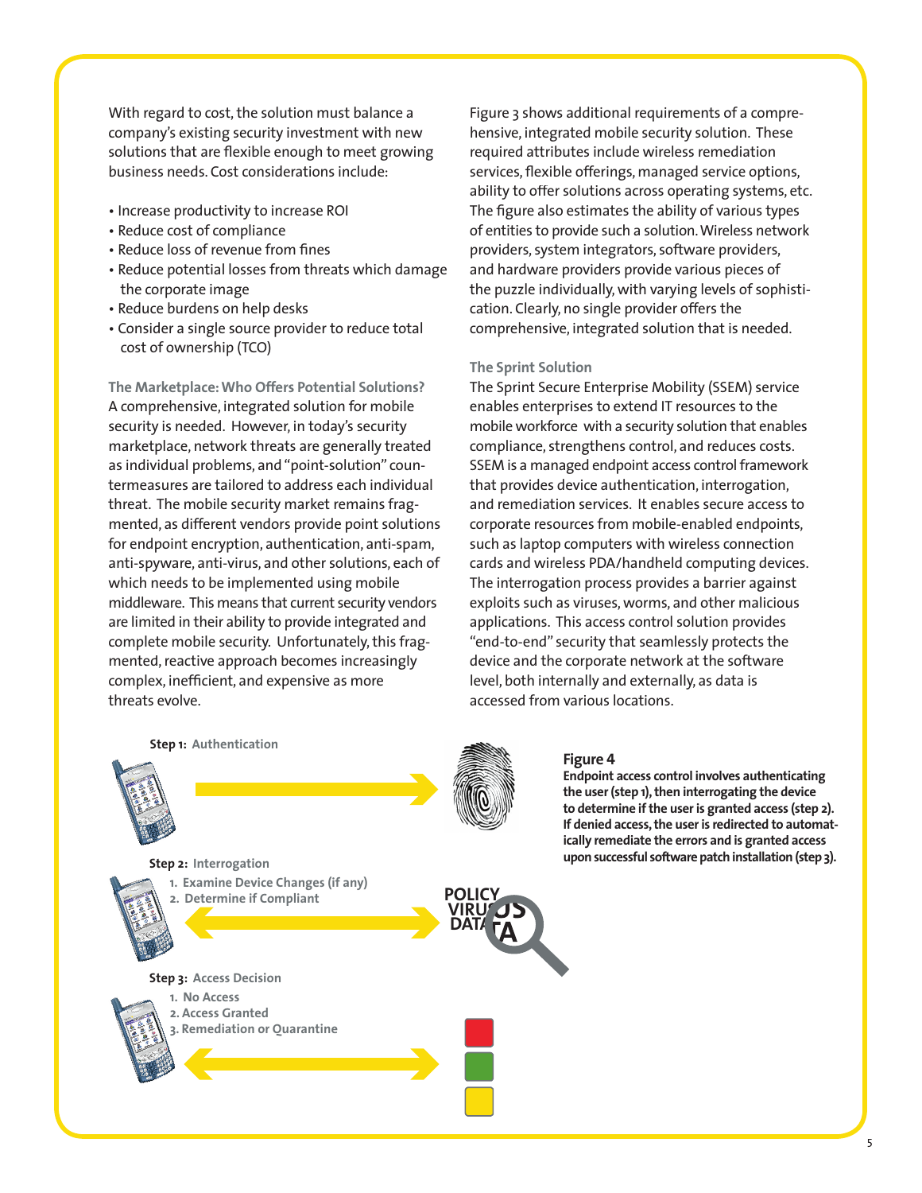With regard to cost, the solution must balance a company's existing security investment with new solutions that are flexible enough to meet growing business needs. Cost considerations include:

- Increase productivity to increase ROI
- Reduce cost of compliance
- Reduce loss of revenue from fines
- Reduce potential losses from threats which damage the corporate image
- Reduce burdens on help desks
- Consider a single source provider to reduce total cost of ownership (TCO)

### The Marketplace: Who Offers Potential Solutions?

A comprehensive, integrated solution for mobile security is needed. However, in today's security marketplace, network threats are generally treated as individual problems, and "point-solution" countermeasures are tailored to address each individual threat. The mobile security market remains fragmented, as different vendors provide point solutions for endpoint encryption, authentication, anti-spam, anti-spyware, anti-virus, and other solutions, each of which needs to be implemented using mobile middleware. This means that current security vendors are limited in their ability to provide integrated and complete mobile security. Unfortunately, this fragmented, reactive approach becomes increasingly complex, inefficient, and expensive as more threats evolve.

Figure 3 shows additional requirements of a comprehensive, integrated mobile security solution. These required attributes include wireless remediation services, flexible offerings, managed service options, ability to offer solutions across operating systems, etc. The figure also estimates the ability of various types of entities to provide such a solution. Wireless network providers, system integrators, software providers, and hardware providers provide various pieces of the puzzle individually, with varying levels of sophistication. Clearly, no single provider offers the comprehensive, integrated solution that is needed.

### The Sprint Solution

The Sprint Secure Enterprise Mobility (SSEM) service enables enterprises to extend IT resources to the mobile workforce with a security solution that enables compliance, strengthens control, and reduces costs. SSEM is a managed endpoint access control framework that provides device authentication, interrogation, and remediation services. It enables secure access to corporate resources from mobile-enabled endpoints, such as laptop computers with wireless connection cards and wireless PDA/handheld computing devices. The interrogation process provides a barrier against exploits such as viruses, worms, and other malicious applications. This access control solution provides "end-to-end" security that seamlessly protects the device and the corporate network at the software level, both internally and externally, as data is accessed from various locations.

**Step 1:** Authentication

**Step 2:** Interrogation
1. Examine Device Changes (if any)
2. Determine if Compliant

POLICY
VIRUS
DATA

**Step 3:** Access Decision
1. No Access
2. Access Granted
3. Remediation or Quarantine

**Figure 4**
**Endpoint access control involves authenticating the user (step 1), then interrogating the device to determine if the user is granted access (step 2). If denied access, the user is redirected to automatically remediate the errors and is granted access upon successful software patch installation (step 3).**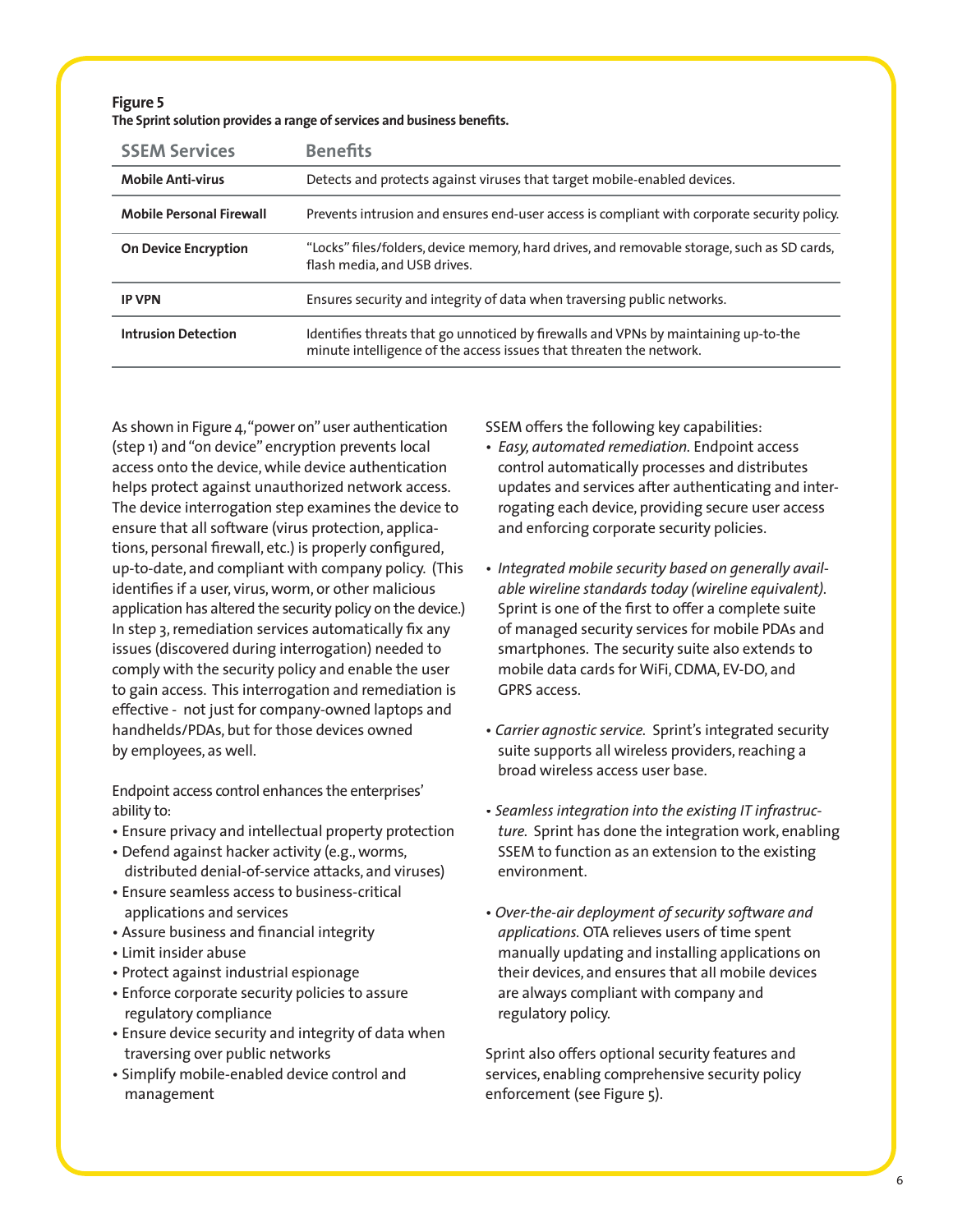**Figure 5**
**The Sprint solution provides a range of services and business benefits.**

| SSEM Services | Benefits |
|---|---|
| **Mobile Anti-virus** | Detects and protects against viruses that target mobile-enabled devices. |
| **Mobile Personal Firewall** | Prevents intrusion and ensures end-user access is compliant with corporate security policy. |
| **On Device Encryption** | "Locks" files/folders, device memory, hard drives, and removable storage, such as SD cards, flash media, and USB drives. |
| **IP VPN** | Ensures security and integrity of data when traversing public networks. |
| **Intrusion Detection** | Identifies threats that go unnoticed by firewalls and VPNs by maintaining up-to-the minute intelligence of the access issues that threaten the network. |

As shown in Figure 4, "power on" user authentication (step 1) and "on device" encryption prevents local access onto the device, while device authentication helps protect against unauthorized network access. The device interrogation step examines the device to ensure that all software (virus protection, applications, personal firewall, etc.) is properly configured, up-to-date, and compliant with company policy. (This identifies if a user, virus, worm, or other malicious application has altered the security policy on the device.) In step 3, remediation services automatically fix any issues (discovered during interrogation) needed to comply with the security policy and enable the user to gain access. This interrogation and remediation is effective - not just for company-owned laptops and handhelds/PDAs, but for those devices owned by employees, as well.

Endpoint access control enhances the enterprises' ability to:

- Ensure privacy and intellectual property protection
- Defend against hacker activity (e.g., worms, distributed denial-of-service attacks, and viruses)
- Ensure seamless access to business-critical applications and services
- Assure business and financial integrity
- Limit insider abuse
- Protect against industrial espionage
- Enforce corporate security policies to assure regulatory compliance
- Ensure device security and integrity of data when traversing over public networks
- Simplify mobile-enabled device control and management

SSEM offers the following key capabilities:

- *Easy, automated remediation.* Endpoint access control automatically processes and distributes updates and services after authenticating and interrogating each device, providing secure user access and enforcing corporate security policies.
- *Integrated mobile security based on generally available wireline standards today (wireline equivalent).* Sprint is one of the first to offer a complete suite of managed security services for mobile PDAs and smartphones. The security suite also extends to mobile data cards for WiFi, CDMA, EV-DO, and GPRS access.
- *Carrier agnostic service.* Sprint's integrated security suite supports all wireless providers, reaching a broad wireless access user base.
- *Seamless integration into the existing IT infrastructure.* Sprint has done the integration work, enabling SSEM to function as an extension to the existing environment.
- *Over-the-air deployment of security software and applications.* OTA relieves users of time spent manually updating and installing applications on their devices, and ensures that all mobile devices are always compliant with company and regulatory policy.

Sprint also offers optional security features and services, enabling comprehensive security policy enforcement (see Figure 5).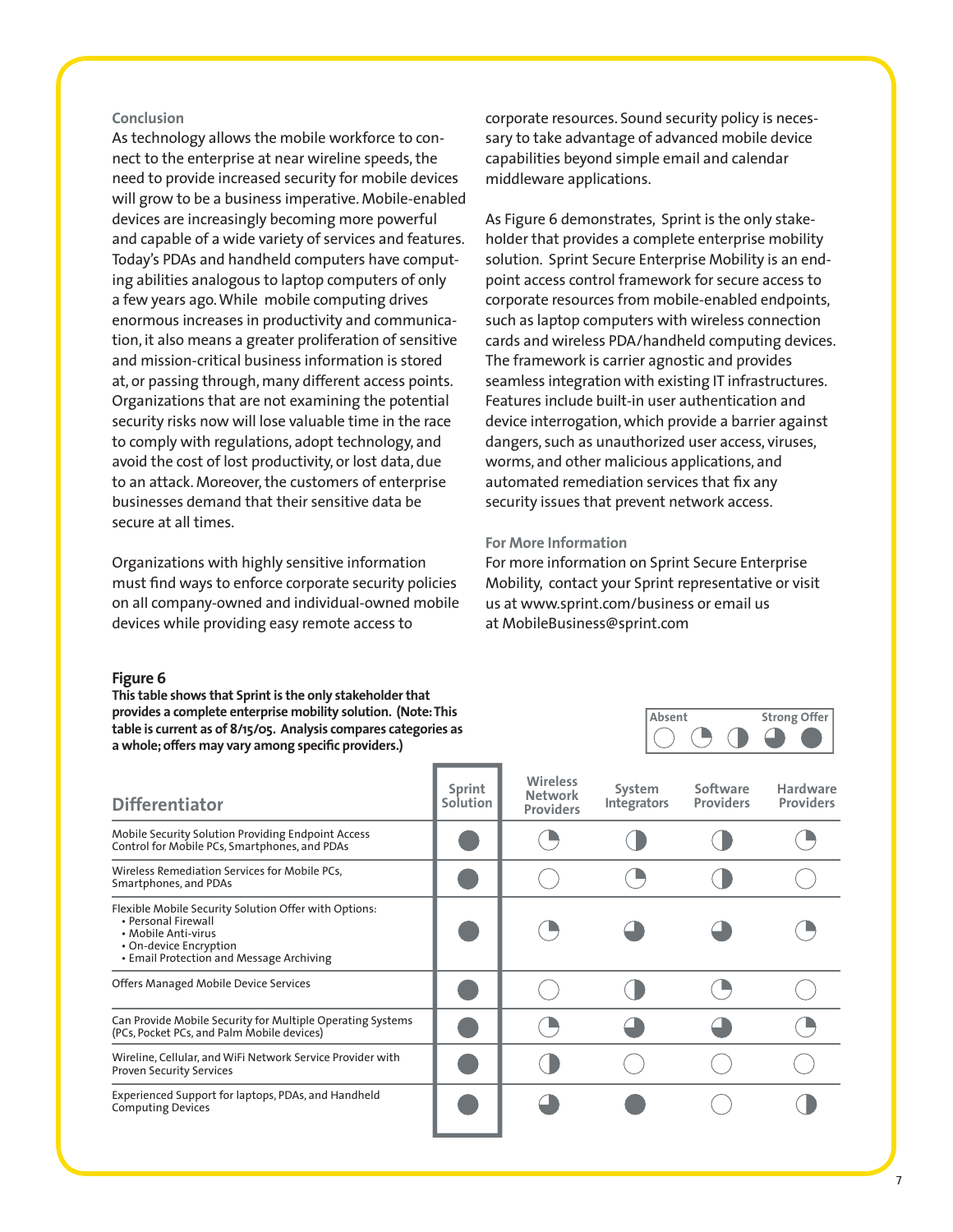## Conclusion

As technology allows the mobile workforce to connect to the enterprise at near wireline speeds, the need to provide increased security for mobile devices will grow to be a business imperative. Mobile-enabled devices are increasingly becoming more powerful and capable of a wide variety of services and features. Today's PDAs and handheld computers have computing abilities analogous to laptop computers of only a few years ago. While mobile computing drives enormous increases in productivity and communication, it also means a greater proliferation of sensitive and mission-critical business information is stored at, or passing through, many different access points. Organizations that are not examining the potential security risks now will lose valuable time in the race to comply with regulations, adopt technology, and avoid the cost of lost productivity, or lost data, due to an attack. Moreover, the customers of enterprise businesses demand that their sensitive data be secure at all times.

Organizations with highly sensitive information must find ways to enforce corporate security policies on all company-owned and individual-owned mobile devices while providing easy remote access to corporate resources. Sound security policy is necessary to take advantage of advanced mobile device capabilities beyond simple email and calendar middleware applications.

As Figure 6 demonstrates, Sprint is the only stakeholder that provides a complete enterprise mobility solution. Sprint Secure Enterprise Mobility is an endpoint access control framework for secure access to corporate resources from mobile-enabled endpoints, such as laptop computers with wireless connection cards and wireless PDA/handheld computing devices. The framework is carrier agnostic and provides seamless integration with existing IT infrastructures. Features include built-in user authentication and device interrogation, which provide a barrier against dangers, such as unauthorized user access, viruses, worms, and other malicious applications, and automated remediation services that fix any security issues that prevent network access.

## For More Information

For more information on Sprint Secure Enterprise Mobility, contact your Sprint representative or visit us at www.sprint.com/business or email us at MobileBusiness@sprint.com

**Figure 6**

**This table shows that Sprint is the only stakeholder that provides a complete enterprise mobility solution. (Note: This table is current as of 8/15/05. Analysis compares categories as a whole; offers may vary among specific providers.)**

Legend: Absent ○ ◔ ◑ ◕ ● Strong Offer

| Differentiator | Sprint Solution | Wireless Network Providers | System Integrators | Software Providers | Hardware Providers |
|---|---|---|---|---|---|
| Mobile Security Solution Providing Endpoint Access Control for Mobile PCs, Smartphones, and PDAs | ● | ◔ | ◑ | ◑ | ◔ |
| Wireless Remediation Services for Mobile PCs, Smartphones, and PDAs | ● | ○ | ◔ | ◑ | ○ |
| Flexible Mobile Security Solution Offer with Options: • Personal Firewall • Mobile Anti-virus • On-device Encryption • Email Protection and Message Archiving | ● | ◔ | ◕ | ◕ | ◔ |
| Offers Managed Mobile Device Services | ● | ○ | ◑ | ◔ | ○ |
| Can Provide Mobile Security for Multiple Operating Systems (PCs, Pocket PCs, and Palm Mobile devices) | ● | ◔ | ◕ | ◕ | ◔ |
| Wireline, Cellular, and WiFi Network Service Provider with Proven Security Services | ● | ◑ | ○ | ○ | ○ |
| Experienced Support for laptops, PDAs, and Handheld Computing Devices | ● | ◕ | ● | ○ | ◑ |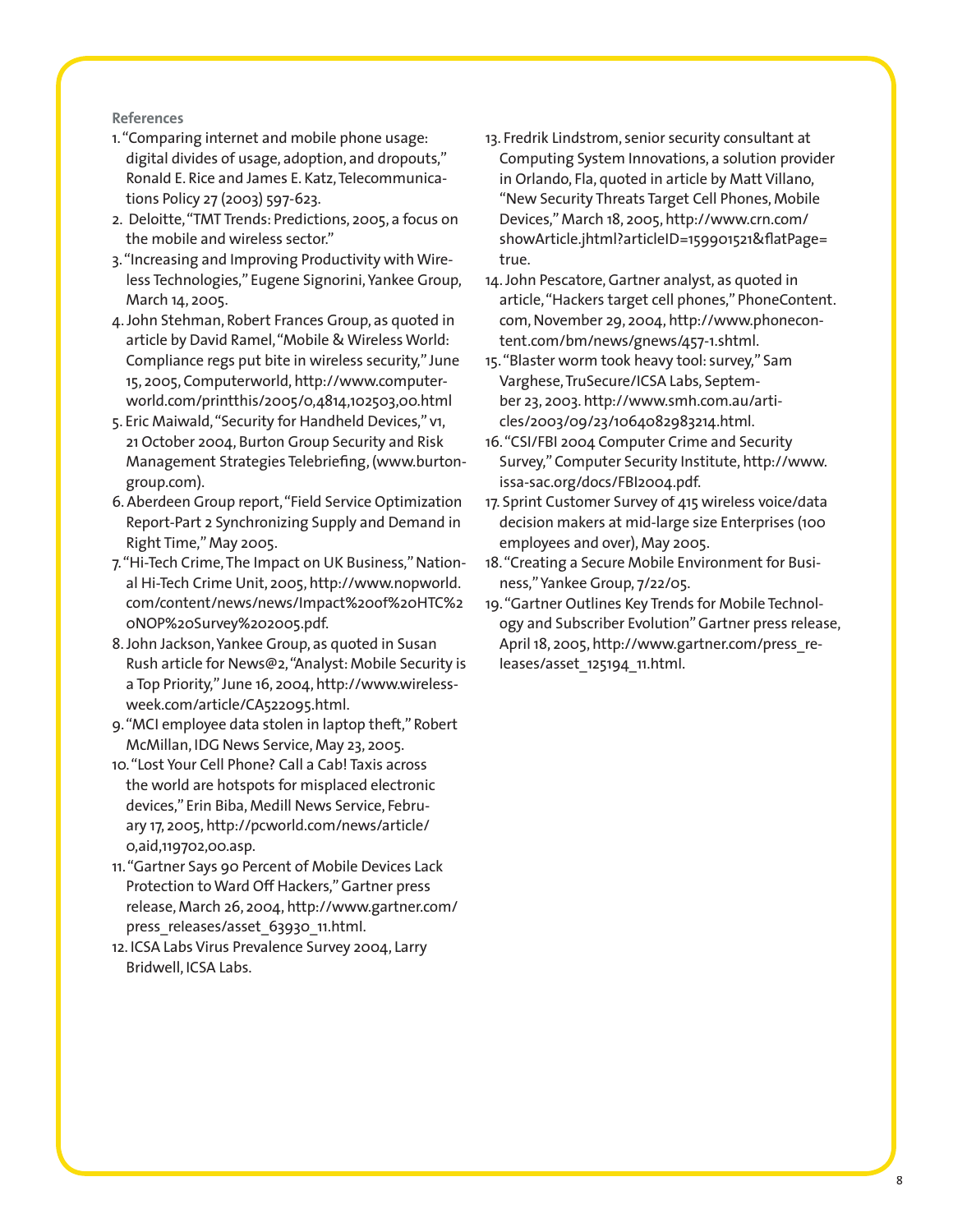**References**

1. "Comparing internet and mobile phone usage: digital divides of usage, adoption, and dropouts," Ronald E. Rice and James E. Katz, Telecommunications Policy 27 (2003) 597-623.
2. Deloitte, "TMT Trends: Predictions, 2005, a focus on the mobile and wireless sector."
3. "Increasing and Improving Productivity with Wireless Technologies," Eugene Signorini, Yankee Group, March 14, 2005.
4. John Stehman, Robert Frances Group, as quoted in article by David Ramel, "Mobile & Wireless World: Compliance regs put bite in wireless security," June 15, 2005, Computerworld, http://www.computerworld.com/printthis/2005/0,4814,102503,00.html
5. Eric Maiwald, "Security for Handheld Devices," v1, 21 October 2004, Burton Group Security and Risk Management Strategies Telebriefing, (www.burtongroup.com).
6. Aberdeen Group report, "Field Service Optimization Report-Part 2 Synchronizing Supply and Demand in Right Time," May 2005.
7. "Hi-Tech Crime, The Impact on UK Business," National Hi-Tech Crime Unit, 2005, http://www.nopworld.com/content/news/news/Impact%20of%20HTC%20NOP%20Survey%202005.pdf.
8. John Jackson, Yankee Group, as quoted in Susan Rush article for News@2, "Analyst: Mobile Security is a Top Priority," June 16, 2004, http://www.wirelessweek.com/article/CA522095.html.
9. "MCI employee data stolen in laptop theft," Robert McMillan, IDG News Service, May 23, 2005.
10. "Lost Your Cell Phone? Call a Cab! Taxis across the world are hotspots for misplaced electronic devices," Erin Biba, Medill News Service, February 17, 2005, http://pcworld.com/news/article/0,aid,119702,00.asp.
11. "Gartner Says 90 Percent of Mobile Devices Lack Protection to Ward Off Hackers," Gartner press release, March 26, 2004, http://www.gartner.com/press_releases/asset_63930_11.html.
12. ICSA Labs Virus Prevalence Survey 2004, Larry Bridwell, ICSA Labs.
13. Fredrik Lindstrom, senior security consultant at Computing System Innovations, a solution provider in Orlando, Fla, quoted in article by Matt Villano, "New Security Threats Target Cell Phones, Mobile Devices," March 18, 2005, http://www.crn.com/showArticle.jhtml?articleID=159901521&flatPage=true.
14. John Pescatore, Gartner analyst, as quoted in article, "Hackers target cell phones," PhoneContent.com, November 29, 2004, http://www.phonecontent.com/bm/news/gnews/457-1.shtml.
15. "Blaster worm took heavy tool: survey," Sam Varghese, TruSecure/ICSA Labs, September 23, 2003. http://www.smh.com.au/articles/2003/09/23/1064082983214.html.
16. "CSI/FBI 2004 Computer Crime and Security Survey," Computer Security Institute, http://www.issa-sac.org/docs/FBI2004.pdf.
17. Sprint Customer Survey of 415 wireless voice/data decision makers at mid-large size Enterprises (100 employees and over), May 2005.
18. "Creating a Secure Mobile Environment for Business," Yankee Group, 7/22/05.
19. "Gartner Outlines Key Trends for Mobile Technology and Subscriber Evolution" Gartner press release, April 18, 2005, http://www.gartner.com/press_releases/asset_125194_11.html.